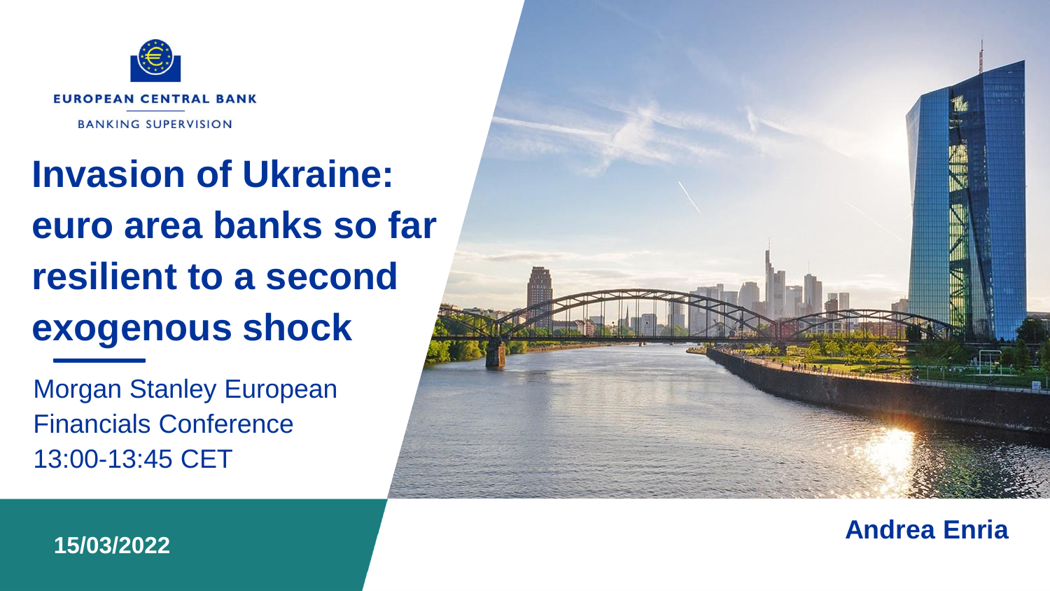EUROPEAN CENTRAL BANK

BANKING SUPERVISION

# Invasion of Ukraine: euro area banks so far resilient to a second exogenous shock

Morgan Stanley European Financials Conference
13:00-13:45 CET

**15/03/2022**

**Andrea Enria**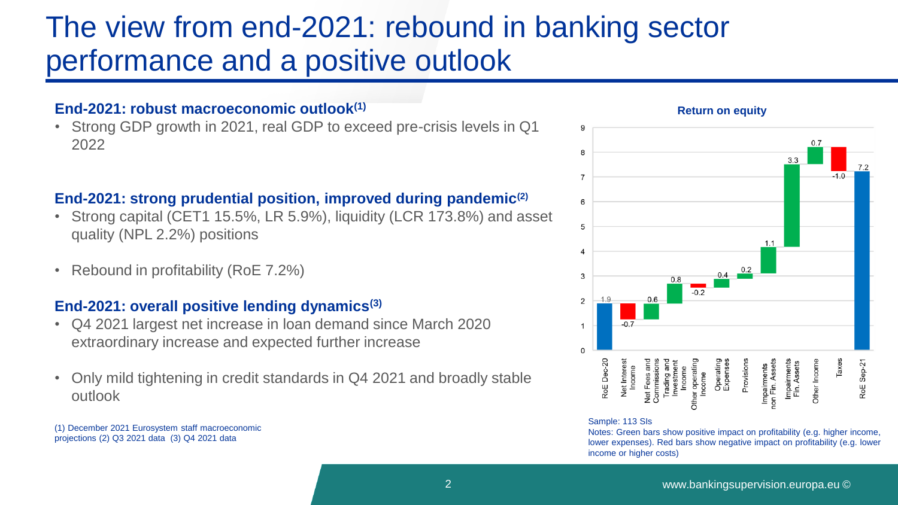# The view from end-2021: rebound in banking sector performance and a positive outlook

**End-2021: robust macroeconomic outlook[1]**

- Strong GDP growth in 2021, real GDP to exceed pre-crisis levels in Q1 2022

**End-2021: strong prudential position, improved during pandemic[2]**

- Strong capital (CET1 15.5%, LR 5.9%), liquidity (LCR 173.8%) and asset quality (NPL 2.2%) positions
- Rebound in profitability (RoE 7.2%)

**End-2021: overall positive lending dynamics[3]**

- Q4 2021 largest net increase in loan demand since March 2020 extraordinary increase and expected further increase
- Only mild tightening in credit standards in Q4 2021 and broadly stable outlook

(1) December 2021 Eurosystem staff macroeconomic projections (2) Q3 2021 data (3) Q4 2021 data

**Return on equity**

| Component | Value |
|---|---|
| RoE Dec-20 | 1.9 |
| Net Interest Income | -0.7 |
| Net Fees and Commissions | 0.6 |
| Trading and Investment Income | 0.8 |
| Other operating Income | -0.2 |
| Operating Expenses | 0.4 |
| Provisions | 0.2 |
| Impairments non Fin. Assets | 1.1 |
| Impairments Fin. Assets | 3.3 |
| Other Income | 0.7 |
| Taxes | -1.0 |
| RoE Sep-21 | 7.2 |

Sample: 113 SIs

Notes: Green bars show positive impact on profitability (e.g. higher income, lower expenses). Red bars show negative impact on profitability (e.g. lower income or higher costs)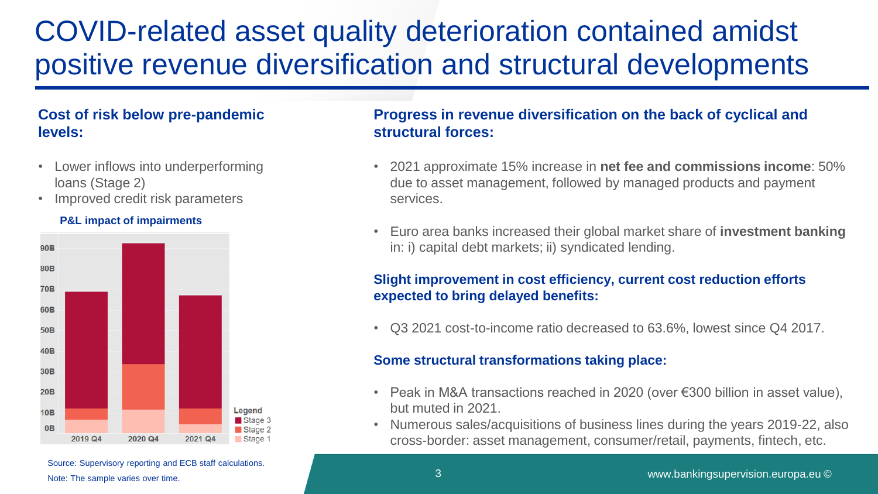# COVID-related asset quality deterioration contained amidst positive revenue diversification and structural developments

**Cost of risk below pre-pandemic levels:**

- Lower inflows into underperforming loans (Stage 2)
- Improved credit risk parameters

**P&L impact of impairments**

Source: Supervisory reporting and ECB staff calculations.
Note: The sample varies over time.

**Progress in revenue diversification on the back of cyclical and structural forces:**

- 2021 approximate 15% increase in **net fee and commissions income**: 50% due to asset management, followed by managed products and payment services.
- Euro area banks increased their global market share of **investment banking** in: i) capital debt markets; ii) syndicated lending.

**Slight improvement in cost efficiency, current cost reduction efforts expected to bring delayed benefits:**

- Q3 2021 cost-to-income ratio decreased to 63.6%, lowest since Q4 2017.

**Some structural transformations taking place:**

- Peak in M&A transactions reached in 2020 (over €300 billion in asset value), but muted in 2021.
- Numerous sales/acquisitions of business lines during the years 2019-22, also cross-border: asset management, consumer/retail, payments, fintech, etc.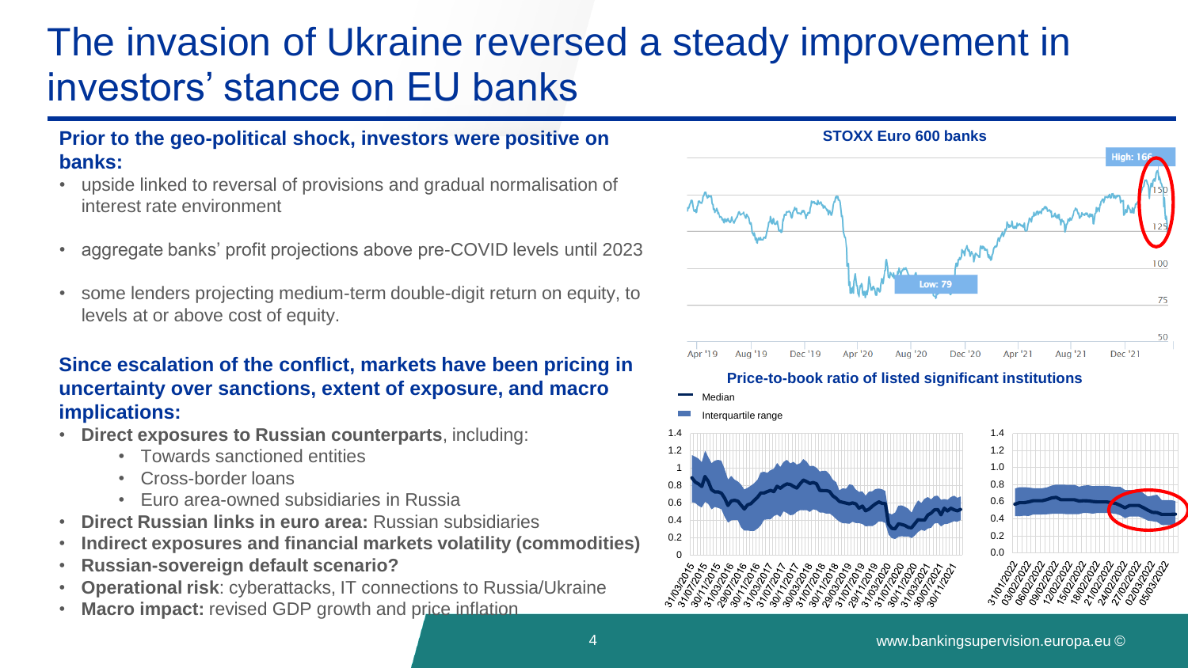# The invasion of Ukraine reversed a steady improvement in investors' stance on EU banks

**Prior to the geo-political shock, investors were positive on banks:**

- upside linked to reversal of provisions and gradual normalisation of interest rate environment
- aggregate banks' profit projections above pre-COVID levels until 2023
- some lenders projecting medium-term double-digit return on equity, to levels at or above cost of equity.

**Since escalation of the conflict, markets have been pricing in uncertainty over sanctions, extent of exposure, and macro implications:**

- **Direct exposures to Russian counterparts**, including:
  - Towards sanctioned entities
  - Cross-border loans
  - Euro area-owned subsidiaries in Russia
- **Direct Russian links in euro area:** Russian subsidiaries
- **Indirect exposures and financial markets volatility (commodities)**
- **Russian-sovereign default scenario?**
- **Operational risk**: cyberattacks, IT connections to Russia/Ukraine
- **Macro impact:** revised GDP growth and price inflation

**STOXX Euro 600 banks**

High: 166

Low: 79

**Price-to-book ratio of listed significant institutions**

Median

Interquartile range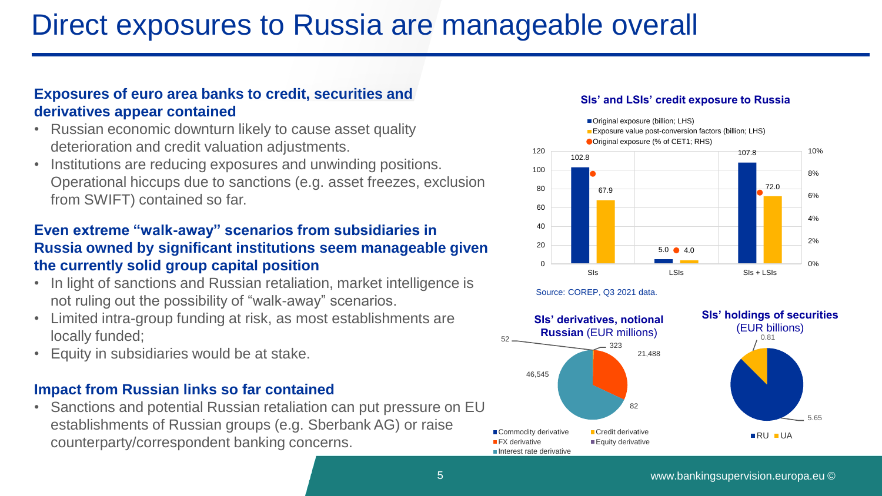# Direct exposures to Russia are manageable overall

### Exposures of euro area banks to credit, securities and derivatives appear contained

- Russian economic downturn likely to cause asset quality deterioration and credit valuation adjustments.
- Institutions are reducing exposures and unwinding positions. Operational hiccups due to sanctions (e.g. asset freezes, exclusion from SWIFT) contained so far.

### Even extreme "walk-away" scenarios from subsidiaries in Russia owned by significant institutions seem manageable given the currently solid group capital position

- In light of sanctions and Russian retaliation, market intelligence is not ruling out the possibility of "walk-away" scenarios.
- Limited intra-group funding at risk, as most establishments are locally funded;
- Equity in subsidiaries would be at stake.

### Impact from Russian links so far contained

- Sanctions and potential Russian retaliation can put pressure on EU establishments of Russian groups (e.g. Sberbank AG) or raise counterparty/correspondent banking concerns.

**SIs' and LSIs' credit exposure to Russia**

| | Original exposure (billion; LHS) | Exposure value post-conversion factors (billion; LHS) |
|---|---|---|
| SIs | 102.8 | 67.9 |
| LSIs | 5.0 | 4.0 |
| SIs + LSIs | 107.8 | 72.0 |

Source: COREP, Q3 2021 data.

**SIs' derivatives, notional Russian** (EUR millions)

| Type | Value |
|---|---|
| Commodity derivative | 52 |
| Credit derivative | 323 |
| FX derivative | 21,488 |
| Equity derivative | 82 |
| Interest rate derivative | 46,545 |

**SIs' holdings of securities** (EUR billions)

| | Value |
|---|---|
| RU | 5.65 |
| UA | 0.81 |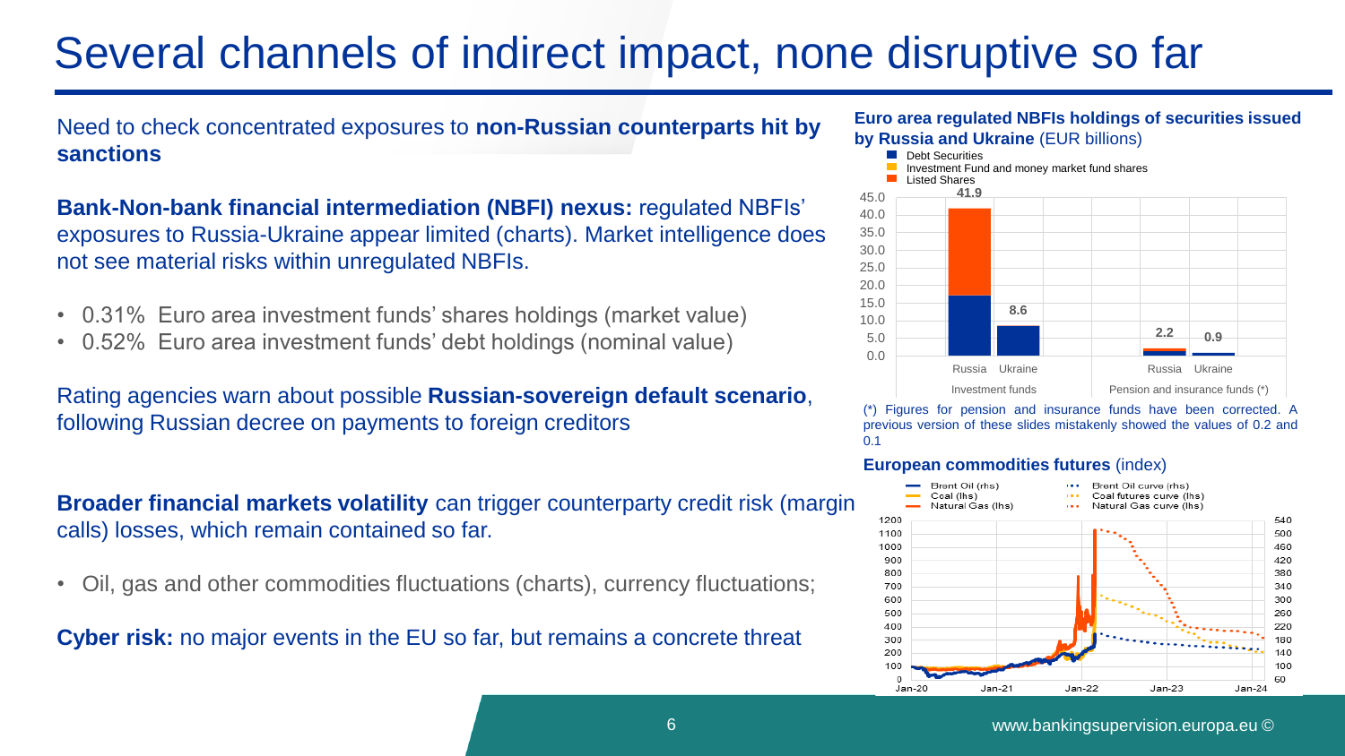# Several channels of indirect impact, none disruptive so far

Need to check concentrated exposures to **non-Russian counterparts hit by sanctions**

**Bank-Non-bank financial intermediation (NBFI) nexus:** regulated NBFIs' exposures to Russia-Ukraine appear limited (charts). Market intelligence does not see material risks within unregulated NBFIs.

- 0.31% Euro area investment funds' shares holdings (market value)
- 0.52% Euro area investment funds' debt holdings (nominal value)

Rating agencies warn about possible **Russian-sovereign default scenario**, following Russian decree on payments to foreign creditors

**Broader financial markets volatility** can trigger counterparty credit risk (margin calls) losses, which remain contained so far.

- Oil, gas and other commodities fluctuations (charts), currency fluctuations;

**Cyber risk:** no major events in the EU so far, but remains a concrete threat

**Euro area regulated NBFIs holdings of securities issued by Russia and Ukraine** (EUR billions)

| | Russia | Ukraine |
|---|---|---|
| Investment funds | 41.9 | 8.6 |
| Pension and insurance funds (*) | 2.2 | 0.9 |

Legend: Debt Securities; Investment Fund and money market fund shares; Listed Shares

(*) Figures for pension and insurance funds have been corrected. A previous version of these slides mistakenly showed the values of 0.2 and 0.1

**European commodities futures** (index)

Legend: Brent Oil (rhs); Coal (lhs); Natural Gas (lhs); Brent Oil curve (rhs); Coal futures curve (lhs); Natural Gas curve (lhs)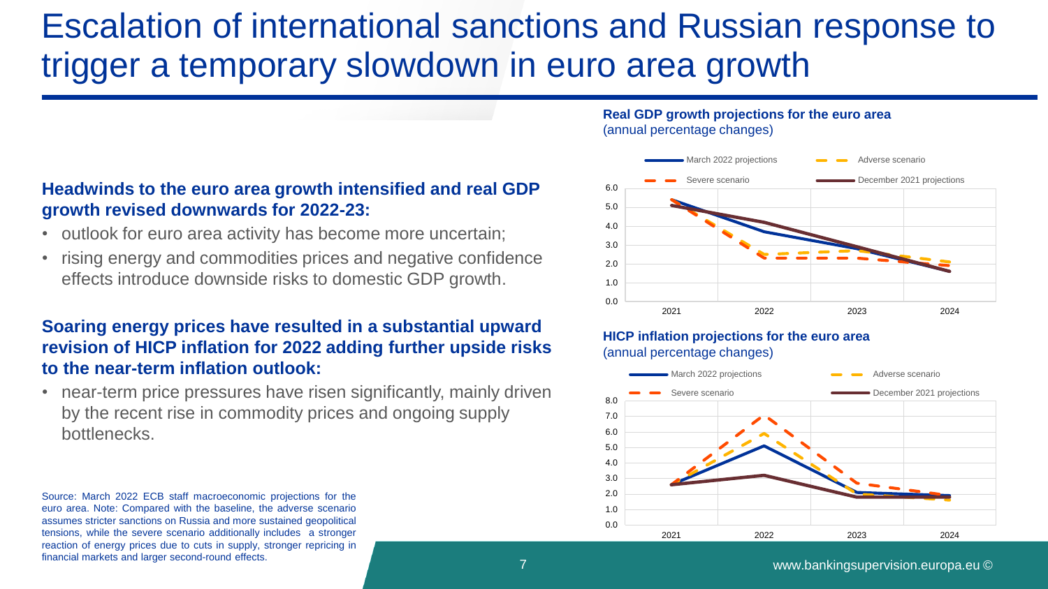# Escalation of international sanctions and Russian response to trigger a temporary slowdown in euro area growth

**Headwinds to the euro area growth intensified and real GDP growth revised downwards for 2022-23:**

- outlook for euro area activity has become more uncertain;
- rising energy and commodities prices and negative confidence effects introduce downside risks to domestic GDP growth.

**Soaring energy prices have resulted in a substantial upward revision of HICP inflation for 2022 adding further upside risks to the near-term inflation outlook:**

- near-term price pressures have risen significantly, mainly driven by the recent rise in commodity prices and ongoing supply bottlenecks.

**Real GDP growth projections for the euro area**
(annual percentage changes)

Legend: March 2022 projections; Adverse scenario; Severe scenario; December 2021 projections

Y-axis: 0.0, 1.0, 2.0, 3.0, 4.0, 5.0, 6.0
X-axis: 2021, 2022, 2023, 2024

**HICP inflation projections for the euro area**
(annual percentage changes)

Legend: March 2022 projections; Adverse scenario; Severe scenario; December 2021 projections

Y-axis: 0.0, 1.0, 2.0, 3.0, 4.0, 5.0, 6.0, 7.0, 8.0
X-axis: 2021, 2022, 2023, 2024

Source: March 2022 ECB staff macroeconomic projections for the euro area. Note: Compared with the baseline, the adverse scenario assumes stricter sanctions on Russia and more sustained geopolitical tensions, while the severe scenario additionally includes a stronger reaction of energy prices due to cuts in supply, stronger repricing in financial markets and larger second-round effects.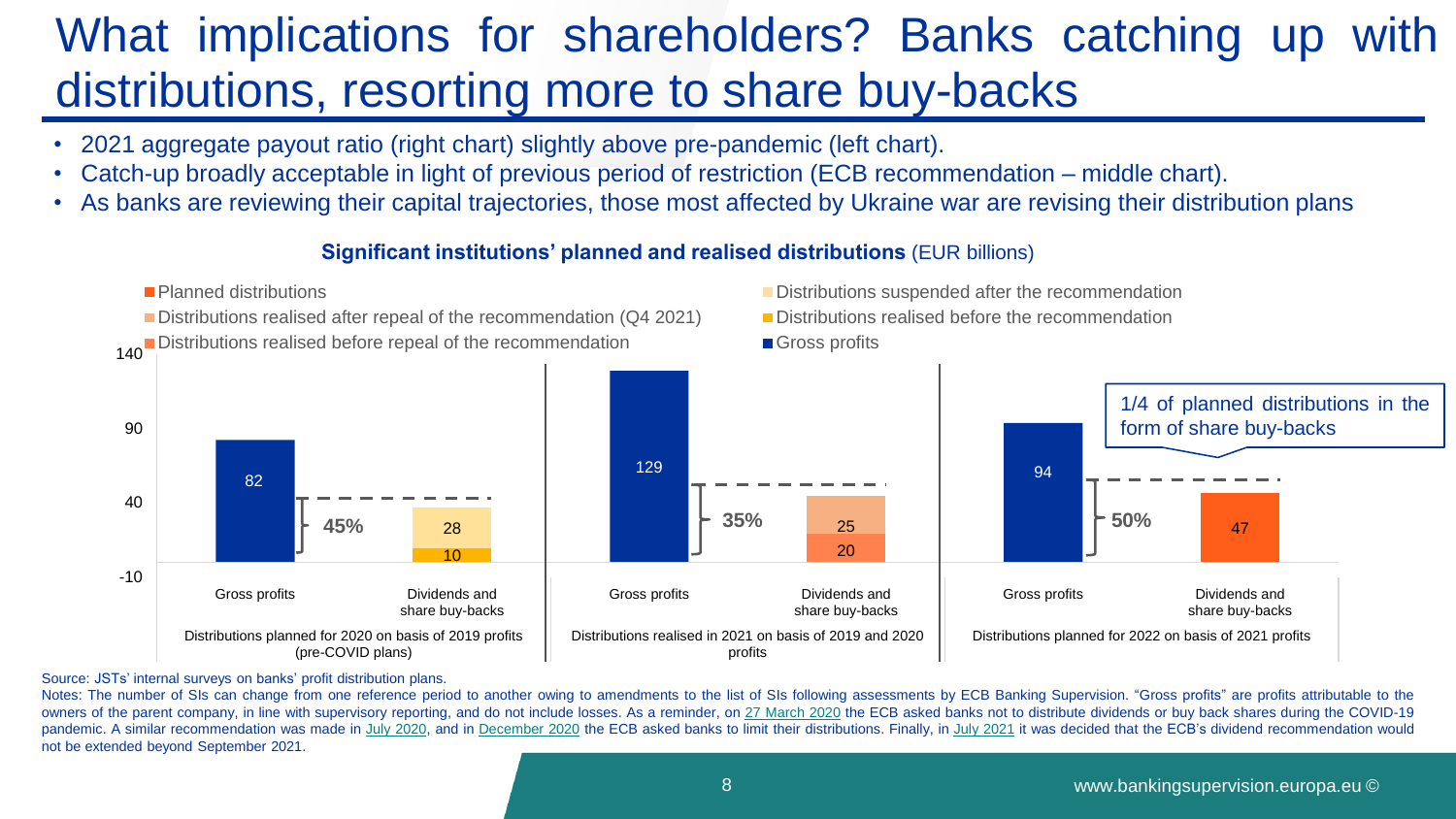# What implications for shareholders? Banks catching up with distributions, resorting more to share buy-backs

- 2021 aggregate payout ratio (right chart) slightly above pre-pandemic (left chart).
- Catch-up broadly acceptable in light of previous period of restriction (ECB recommendation – middle chart).
- As banks are reviewing their capital trajectories, those most affected by Ukraine war are revising their distribution plans

**Significant institutions' planned and realised distributions** (EUR billions)

| | Gross profits | Dividends and share buy-backs | Payout ratio |
|---|---|---|---|
| Distributions planned for 2020 on basis of 2019 profits (pre-COVID plans) | 82 | 10 (Distributions realised before the recommendation) + 28 (Distributions suspended after the recommendation) | 45% |
| Distributions realised in 2021 on basis of 2019 and 2020 profits | 129 | 20 (Distributions realised before repeal of the recommendation) + 25 (Distributions realised after repeal of the recommendation (Q4 2021)) | 35% |
| Distributions planned for 2022 on basis of 2021 profits | 94 | 47 (Planned distributions) | 50% |

1/4 of planned distributions in the form of share buy-backs

Source: JSTs' internal surveys on banks' profit distribution plans.

Notes: The number of SIs can change from one reference period to another owing to amendments to the list of SIs following assessments by ECB Banking Supervision. "Gross profits" are profits attributable to the owners of the parent company, in line with supervisory reporting, and do not include losses. As a reminder, on 27 March 2020 the ECB asked banks not to distribute dividends or buy back shares during the COVID-19 pandemic. A similar recommendation was made in July 2020, and in December 2020 the ECB asked banks to limit their distributions. Finally, in July 2021 it was decided that the ECB's dividend recommendation would not be extended beyond September 2021.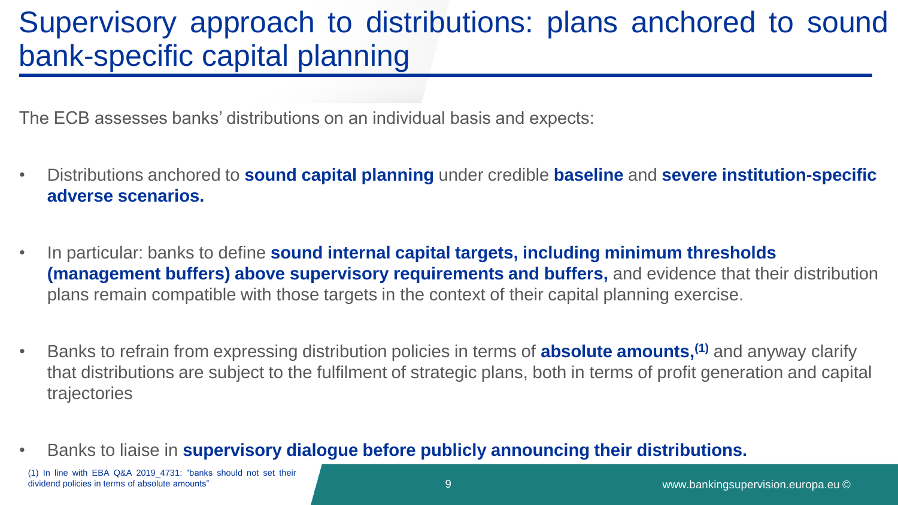# Supervisory approach to distributions: plans anchored to sound bank-specific capital planning

The ECB assesses banks' distributions on an individual basis and expects:

- Distributions anchored to **sound capital planning** under credible **baseline** and **severe institution-specific adverse scenarios.**
- In particular: banks to define **sound internal capital targets, including minimum thresholds (management buffers) above supervisory requirements and buffers,** and evidence that their distribution plans remain compatible with those targets in the context of their capital planning exercise.
- Banks to refrain from expressing distribution policies in terms of **absolute amounts,**[(1)] and anyway clarify that distributions are subject to the fulfilment of strategic plans, both in terms of profit generation and capital trajectories
- Banks to liaise in **supervisory dialogue before publicly announcing their distributions.**

(1) In line with EBA Q&A 2019_4731: "banks should not set their dividend policies in terms of absolute amounts"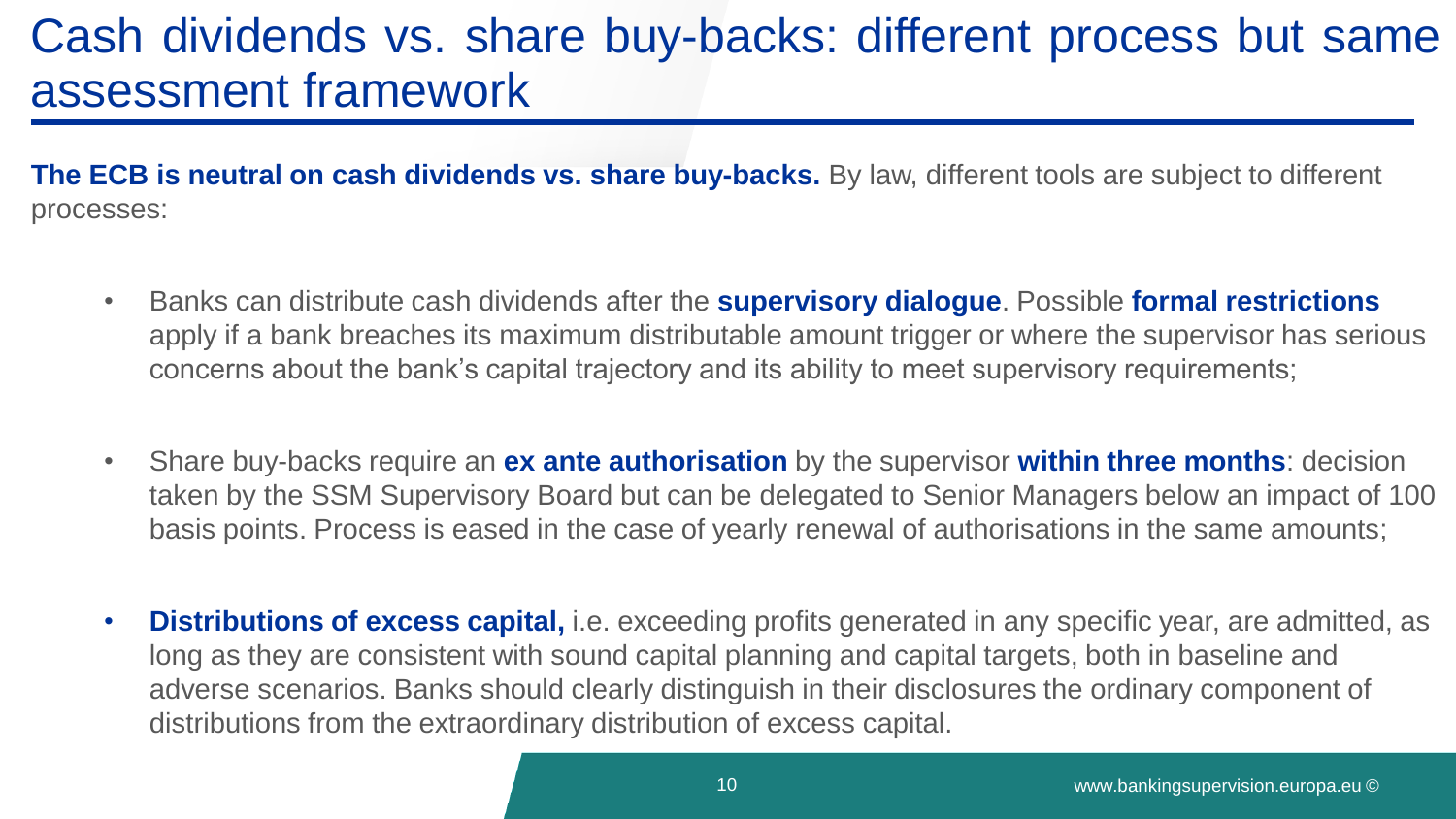# Cash dividends vs. share buy-backs: different process but same assessment framework

**The ECB is neutral on cash dividends vs. share buy-backs.** By law, different tools are subject to different processes:

- Banks can distribute cash dividends after the **supervisory dialogue**. Possible **formal restrictions** apply if a bank breaches its maximum distributable amount trigger or where the supervisor has serious concerns about the bank's capital trajectory and its ability to meet supervisory requirements;
- Share buy-backs require an **ex ante authorisation** by the supervisor **within three months**: decision taken by the SSM Supervisory Board but can be delegated to Senior Managers below an impact of 100 basis points. Process is eased in the case of yearly renewal of authorisations in the same amounts;
- **Distributions of excess capital,** i.e. exceeding profits generated in any specific year, are admitted, as long as they are consistent with sound capital planning and capital targets, both in baseline and adverse scenarios. Banks should clearly distinguish in their disclosures the ordinary component of distributions from the extraordinary distribution of excess capital.